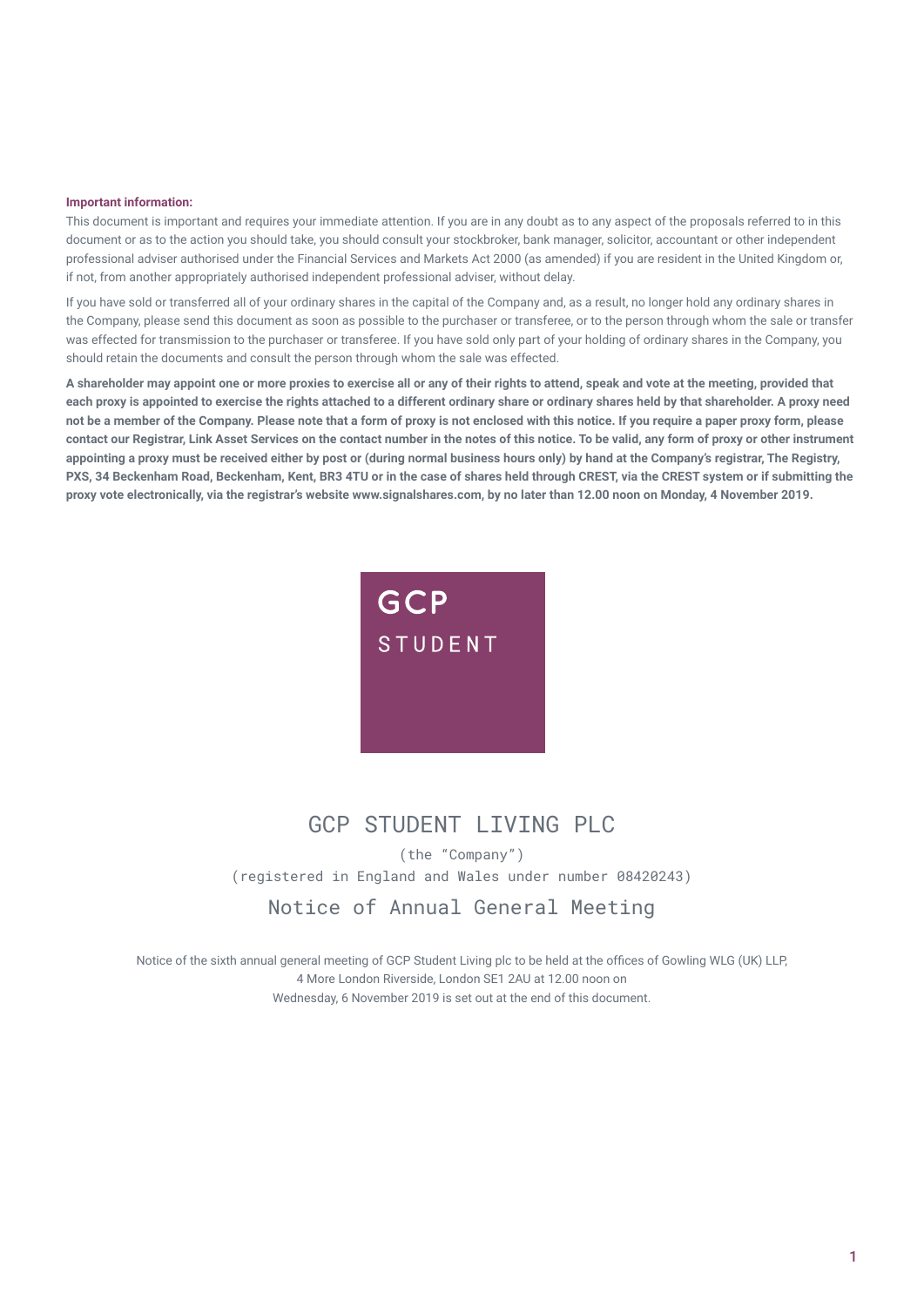**Important information:**

This document is important and requires your immediate attention. If you are in any doubt as to any aspect of the proposals referred to in this document or as to the action you should take, you should consult your stockbroker, bank manager, solicitor, accountant or other independent professional adviser authorised under the Financial Services and Markets Act 2000 (as amended) if you are resident in the United Kingdom or, if not, from another appropriately authorised independent professional adviser, without delay.

If you have sold or transferred all of your ordinary shares in the capital of the Company and, as a result, no longer hold any ordinary shares in the Company, please send this document as soon as possible to the purchaser or transferee, or to the person through whom the sale or transfer was effected for transmission to the purchaser or transferee. If you have sold only part of your holding of ordinary shares in the Company, you should retain the documents and consult the person through whom the sale was effected.

**A shareholder may appoint one or more proxies to exercise all or any of their rights to attend, speak and vote at the meeting, provided that each proxy is appointed to exercise the rights attached to a different ordinary share or ordinary shares held by that shareholder. A proxy need not be a member of the Company. Please note that a form of proxy is not enclosed with this notice. If you require a paper proxy form, please contact our Registrar, Link Asset Services on the contact number in the notes of this notice. To be valid, any form of proxy or other instrument appointing a proxy must be received either by post or (during normal business hours only) by hand at the Company's registrar, The Registry, PXS, 34 Beckenham Road, Beckenham, Kent, BR3 4TU or in the case of shares held through CREST, via the CREST system or if submitting the proxy vote electronically, via the registrar's website www.signalshares.com, by no later than 12.00 noon on Monday, 4 November 2019.**

GCP STUDENT

# GCP STUDENT LIVING PLC

(the "Company")

(registered in England and Wales under number 08420243)

## Notice of Annual General Meeting

Notice of the sixth annual general meeting of GCP Student Living plc to be held at the offices of Gowling WLG (UK) LLP, 4 More London Riverside, London SE1 2AU at 12.00 noon on Wednesday, 6 November 2019 is set out at the end of this document.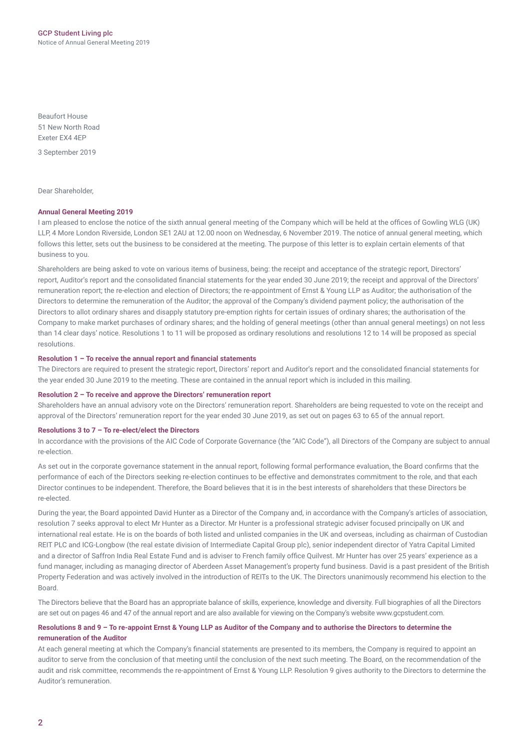Beaufort House
51 New North Road
Exeter EX4 4EP

3 September 2019

Dear Shareholder,

**Annual General Meeting 2019**

I am pleased to enclose the notice of the sixth annual general meeting of the Company which will be held at the offices of Gowling WLG (UK) LLP, 4 More London Riverside, London SE1 2AU at 12.00 noon on Wednesday, 6 November 2019. The notice of annual general meeting, which follows this letter, sets out the business to be considered at the meeting. The purpose of this letter is to explain certain elements of that business to you.

Shareholders are being asked to vote on various items of business, being: the receipt and acceptance of the strategic report, Directors' report, Auditor's report and the consolidated financial statements for the year ended 30 June 2019; the receipt and approval of the Directors' remuneration report; the re-election and election of Directors; the re-appointment of Ernst & Young LLP as Auditor; the authorisation of the Directors to determine the remuneration of the Auditor; the approval of the Company's dividend payment policy; the authorisation of the Directors to allot ordinary shares and disapply statutory pre-emption rights for certain issues of ordinary shares; the authorisation of the Company to make market purchases of ordinary shares; and the holding of general meetings (other than annual general meetings) on not less than 14 clear days' notice. Resolutions 1 to 11 will be proposed as ordinary resolutions and resolutions 12 to 14 will be proposed as special resolutions.

**Resolution 1 – To receive the annual report and financial statements**

The Directors are required to present the strategic report, Directors' report and Auditor's report and the consolidated financial statements for the year ended 30 June 2019 to the meeting. These are contained in the annual report which is included in this mailing.

**Resolution 2 – To receive and approve the Directors' remuneration report**

Shareholders have an annual advisory vote on the Directors' remuneration report. Shareholders are being requested to vote on the receipt and approval of the Directors' remuneration report for the year ended 30 June 2019, as set out on pages 63 to 65 of the annual report.

**Resolutions 3 to 7 – To re-elect/elect the Directors**

In accordance with the provisions of the AIC Code of Corporate Governance (the "AIC Code"), all Directors of the Company are subject to annual re-election.

As set out in the corporate governance statement in the annual report, following formal performance evaluation, the Board confirms that the performance of each of the Directors seeking re-election continues to be effective and demonstrates commitment to the role, and that each Director continues to be independent. Therefore, the Board believes that it is in the best interests of shareholders that these Directors be re-elected.

During the year, the Board appointed David Hunter as a Director of the Company and, in accordance with the Company's articles of association, resolution 7 seeks approval to elect Mr Hunter as a Director. Mr Hunter is a professional strategic adviser focused principally on UK and international real estate. He is on the boards of both listed and unlisted companies in the UK and overseas, including as chairman of Custodian REIT PLC and ICG-Longbow (the real estate division of Intermediate Capital Group plc), senior independent director of Yatra Capital Limited and a director of Saffron India Real Estate Fund and is adviser to French family office Quilvest. Mr Hunter has over 25 years' experience as a fund manager, including as managing director of Aberdeen Asset Management's property fund business. David is a past president of the British Property Federation and was actively involved in the introduction of REITs to the UK. The Directors unanimously recommend his election to the Board.

The Directors believe that the Board has an appropriate balance of skills, experience, knowledge and diversity. Full biographies of all the Directors are set out on pages 46 and 47 of the annual report and are also available for viewing on the Company's website www.gcpstudent.com.

**Resolutions 8 and 9 – To re-appoint Ernst & Young LLP as Auditor of the Company and to authorise the Directors to determine the remuneration of the Auditor**

At each general meeting at which the Company's financial statements are presented to its members, the Company is required to appoint an auditor to serve from the conclusion of that meeting until the conclusion of the next such meeting. The Board, on the recommendation of the audit and risk committee, recommends the re-appointment of Ernst & Young LLP. Resolution 9 gives authority to the Directors to determine the Auditor's remuneration.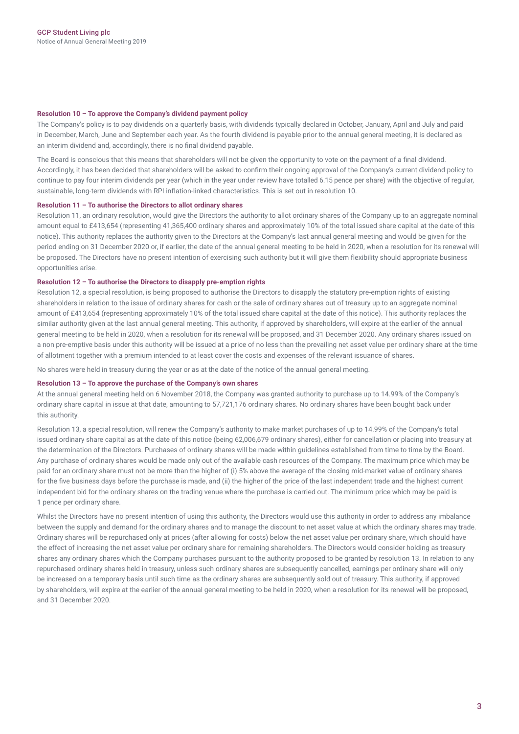#### Resolution 10 – To approve the Company's dividend payment policy

The Company's policy is to pay dividends on a quarterly basis, with dividends typically declared in October, January, April and July and paid in December, March, June and September each year. As the fourth dividend is payable prior to the annual general meeting, it is declared as an interim dividend and, accordingly, there is no final dividend payable.

The Board is conscious that this means that shareholders will not be given the opportunity to vote on the payment of a final dividend. Accordingly, it has been decided that shareholders will be asked to confirm their ongoing approval of the Company's current dividend policy to continue to pay four interim dividends per year (which in the year under review have totalled 6.15 pence per share) with the objective of regular, sustainable, long-term dividends with RPI inflation-linked characteristics. This is set out in resolution 10.

#### Resolution 11 – To authorise the Directors to allot ordinary shares

Resolution 11, an ordinary resolution, would give the Directors the authority to allot ordinary shares of the Company up to an aggregate nominal amount equal to £413,654 (representing 41,365,400 ordinary shares and approximately 10% of the total issued share capital at the date of this notice). This authority replaces the authority given to the Directors at the Company's last annual general meeting and would be given for the period ending on 31 December 2020 or, if earlier, the date of the annual general meeting to be held in 2020, when a resolution for its renewal will be proposed. The Directors have no present intention of exercising such authority but it will give them flexibility should appropriate business opportunities arise.

#### Resolution 12 – To authorise the Directors to disapply pre-emption rights

Resolution 12, a special resolution, is being proposed to authorise the Directors to disapply the statutory pre-emption rights of existing shareholders in relation to the issue of ordinary shares for cash or the sale of ordinary shares out of treasury up to an aggregate nominal amount of £413,654 (representing approximately 10% of the total issued share capital at the date of this notice). This authority replaces the similar authority given at the last annual general meeting. This authority, if approved by shareholders, will expire at the earlier of the annual general meeting to be held in 2020, when a resolution for its renewal will be proposed, and 31 December 2020. Any ordinary shares issued on a non pre-emptive basis under this authority will be issued at a price of no less than the prevailing net asset value per ordinary share at the time of allotment together with a premium intended to at least cover the costs and expenses of the relevant issuance of shares.

No shares were held in treasury during the year or as at the date of the notice of the annual general meeting.

#### Resolution 13 – To approve the purchase of the Company's own shares

At the annual general meeting held on 6 November 2018, the Company was granted authority to purchase up to 14.99% of the Company's ordinary share capital in issue at that date, amounting to 57,721,176 ordinary shares. No ordinary shares have been bought back under this authority.

Resolution 13, a special resolution, will renew the Company's authority to make market purchases of up to 14.99% of the Company's total issued ordinary share capital as at the date of this notice (being 62,006,679 ordinary shares), either for cancellation or placing into treasury at the determination of the Directors. Purchases of ordinary shares will be made within guidelines established from time to time by the Board. Any purchase of ordinary shares would be made only out of the available cash resources of the Company. The maximum price which may be paid for an ordinary share must not be more than the higher of (i) 5% above the average of the closing mid-market value of ordinary shares for the five business days before the purchase is made, and (ii) the higher of the price of the last independent trade and the highest current independent bid for the ordinary shares on the trading venue where the purchase is carried out. The minimum price which may be paid is 1 pence per ordinary share.

Whilst the Directors have no present intention of using this authority, the Directors would use this authority in order to address any imbalance between the supply and demand for the ordinary shares and to manage the discount to net asset value at which the ordinary shares may trade. Ordinary shares will be repurchased only at prices (after allowing for costs) below the net asset value per ordinary share, which should have the effect of increasing the net asset value per ordinary share for remaining shareholders. The Directors would consider holding as treasury shares any ordinary shares which the Company purchases pursuant to the authority proposed to be granted by resolution 13. In relation to any repurchased ordinary shares held in treasury, unless such ordinary shares are subsequently cancelled, earnings per ordinary share will only be increased on a temporary basis until such time as the ordinary shares are subsequently sold out of treasury. This authority, if approved by shareholders, will expire at the earlier of the annual general meeting to be held in 2020, when a resolution for its renewal will be proposed, and 31 December 2020.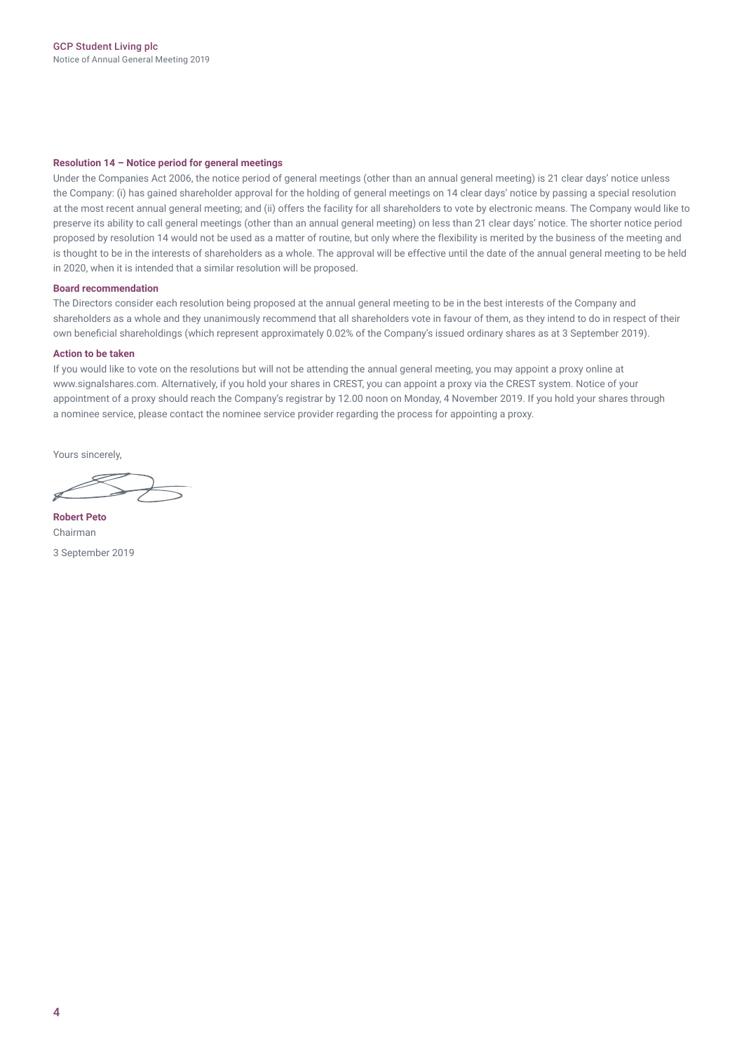### Resolution 14 – Notice period for general meetings

Under the Companies Act 2006, the notice period of general meetings (other than an annual general meeting) is 21 clear days' notice unless the Company: (i) has gained shareholder approval for the holding of general meetings on 14 clear days' notice by passing a special resolution at the most recent annual general meeting; and (ii) offers the facility for all shareholders to vote by electronic means. The Company would like to preserve its ability to call general meetings (other than an annual general meeting) on less than 21 clear days' notice. The shorter notice period proposed by resolution 14 would not be used as a matter of routine, but only where the flexibility is merited by the business of the meeting and is thought to be in the interests of shareholders as a whole. The approval will be effective until the date of the annual general meeting to be held in 2020, when it is intended that a similar resolution will be proposed.

### Board recommendation

The Directors consider each resolution being proposed at the annual general meeting to be in the best interests of the Company and shareholders as a whole and they unanimously recommend that all shareholders vote in favour of them, as they intend to do in respect of their own beneficial shareholdings (which represent approximately 0.02% of the Company's issued ordinary shares as at 3 September 2019).

### Action to be taken

If you would like to vote on the resolutions but will not be attending the annual general meeting, you may appoint a proxy online at www.signalshares.com. Alternatively, if you hold your shares in CREST, you can appoint a proxy via the CREST system. Notice of your appointment of a proxy should reach the Company's registrar by 12.00 noon on Monday, 4 November 2019. If you hold your shares through a nominee service, please contact the nominee service provider regarding the process for appointing a proxy.

Yours sincerely,

**Robert Peto**
Chairman

3 September 2019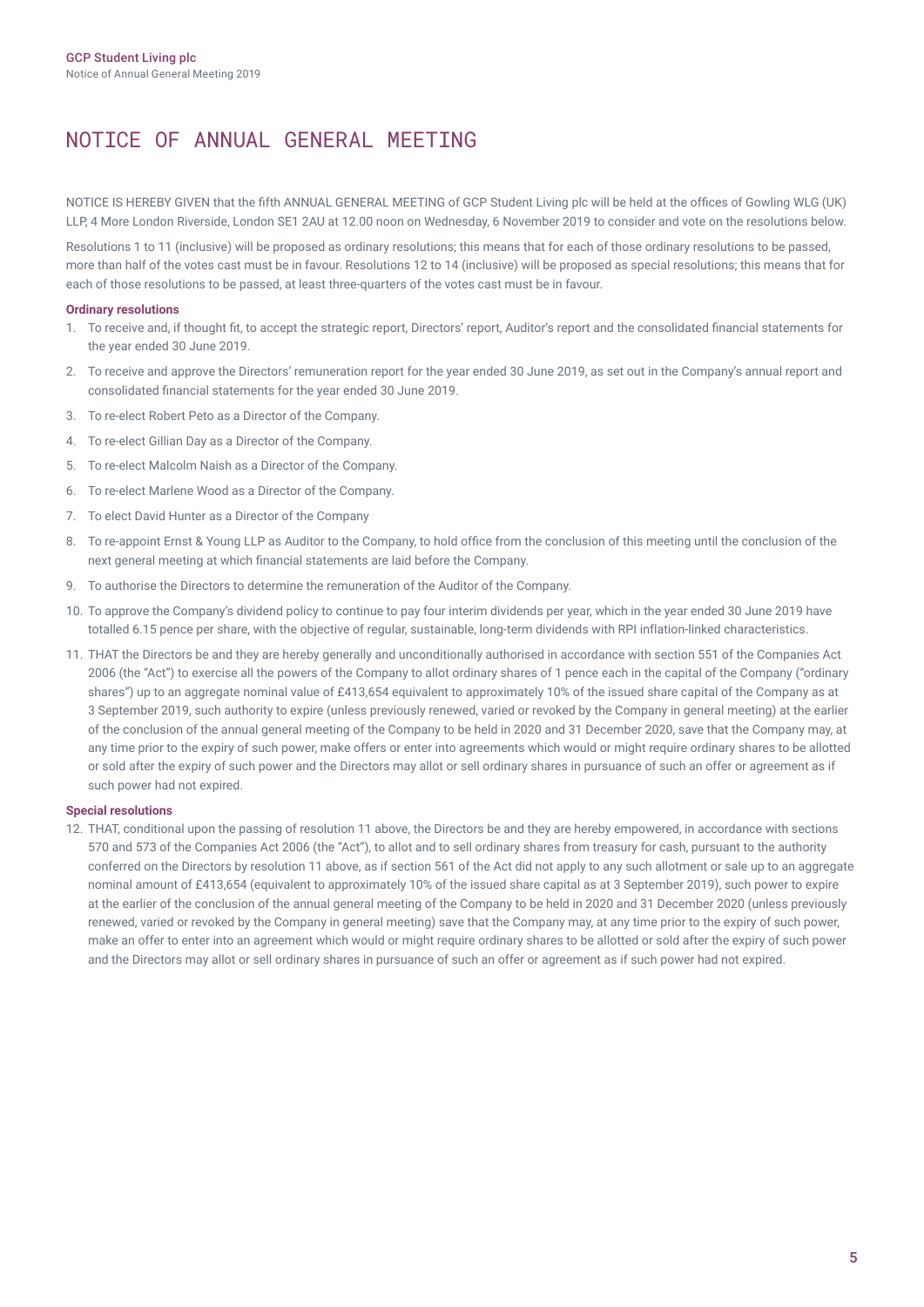# NOTICE OF ANNUAL GENERAL MEETING

NOTICE IS HEREBY GIVEN that the fifth ANNUAL GENERAL MEETING of GCP Student Living plc will be held at the offices of Gowling WLG (UK) LLP, 4 More London Riverside, London SE1 2AU at 12.00 noon on Wednesday, 6 November 2019 to consider and vote on the resolutions below.

Resolutions 1 to 11 (inclusive) will be proposed as ordinary resolutions; this means that for each of those ordinary resolutions to be passed, more than half of the votes cast must be in favour. Resolutions 12 to 14 (inclusive) will be proposed as special resolutions; this means that for each of those resolutions to be passed, at least three-quarters of the votes cast must be in favour.

### Ordinary resolutions

1. To receive and, if thought fit, to accept the strategic report, Directors' report, Auditor's report and the consolidated financial statements for the year ended 30 June 2019.
2. To receive and approve the Directors' remuneration report for the year ended 30 June 2019, as set out in the Company's annual report and consolidated financial statements for the year ended 30 June 2019.
3. To re-elect Robert Peto as a Director of the Company.
4. To re-elect Gillian Day as a Director of the Company.
5. To re-elect Malcolm Naish as a Director of the Company.
6. To re-elect Marlene Wood as a Director of the Company.
7. To elect David Hunter as a Director of the Company
8. To re-appoint Ernst & Young LLP as Auditor to the Company, to hold office from the conclusion of this meeting until the conclusion of the next general meeting at which financial statements are laid before the Company.
9. To authorise the Directors to determine the remuneration of the Auditor of the Company.
10. To approve the Company's dividend policy to continue to pay four interim dividends per year, which in the year ended 30 June 2019 have totalled 6.15 pence per share, with the objective of regular, sustainable, long-term dividends with RPI inflation-linked characteristics.
11. THAT the Directors be and they are hereby generally and unconditionally authorised in accordance with section 551 of the Companies Act 2006 (the "Act") to exercise all the powers of the Company to allot ordinary shares of 1 pence each in the capital of the Company ("ordinary shares") up to an aggregate nominal value of £413,654 equivalent to approximately 10% of the issued share capital of the Company as at 3 September 2019, such authority to expire (unless previously renewed, varied or revoked by the Company in general meeting) at the earlier of the conclusion of the annual general meeting of the Company to be held in 2020 and 31 December 2020, save that the Company may, at any time prior to the expiry of such power, make offers or enter into agreements which would or might require ordinary shares to be allotted or sold after the expiry of such power and the Directors may allot or sell ordinary shares in pursuance of such an offer or agreement as if such power had not expired.

### Special resolutions

12. THAT, conditional upon the passing of resolution 11 above, the Directors be and they are hereby empowered, in accordance with sections 570 and 573 of the Companies Act 2006 (the "Act"), to allot and to sell ordinary shares from treasury for cash, pursuant to the authority conferred on the Directors by resolution 11 above, as if section 561 of the Act did not apply to any such allotment or sale up to an aggregate nominal amount of £413,654 (equivalent to approximately 10% of the issued share capital as at 3 September 2019), such power to expire at the earlier of the conclusion of the annual general meeting of the Company to be held in 2020 and 31 December 2020 (unless previously renewed, varied or revoked by the Company in general meeting) save that the Company may, at any time prior to the expiry of such power, make an offer to enter into an agreement which would or might require ordinary shares to be allotted or sold after the expiry of such power and the Directors may allot or sell ordinary shares in pursuance of such an offer or agreement as if such power had not expired.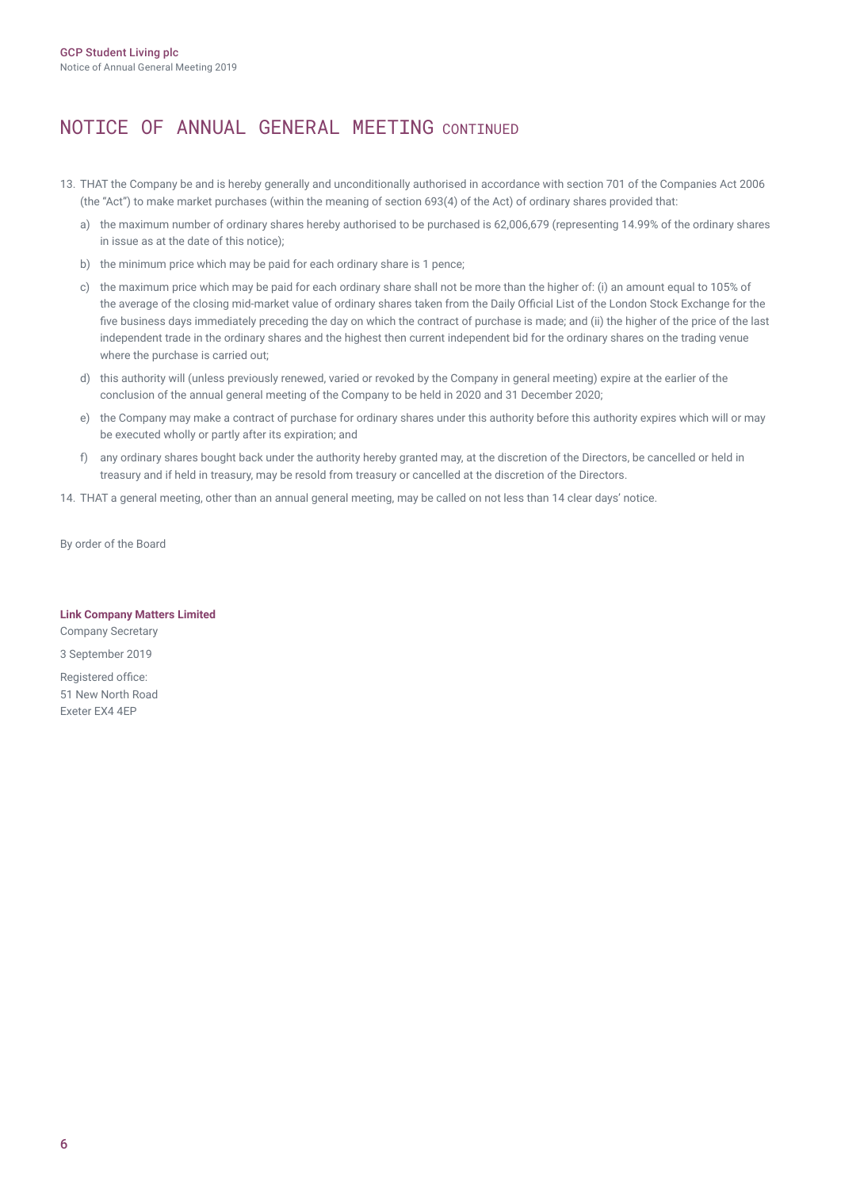## NOTICE OF ANNUAL GENERAL MEETING CONTINUED

13. THAT the Company be and is hereby generally and unconditionally authorised in accordance with section 701 of the Companies Act 2006 (the "Act") to make market purchases (within the meaning of section 693(4) of the Act) of ordinary shares provided that:
    a) the maximum number of ordinary shares hereby authorised to be purchased is 62,006,679 (representing 14.99% of the ordinary shares in issue as at the date of this notice);
    b) the minimum price which may be paid for each ordinary share is 1 pence;
    c) the maximum price which may be paid for each ordinary share shall not be more than the higher of: (i) an amount equal to 105% of the average of the closing mid-market value of ordinary shares taken from the Daily Official List of the London Stock Exchange for the five business days immediately preceding the day on which the contract of purchase is made; and (ii) the higher of the price of the last independent trade in the ordinary shares and the highest then current independent bid for the ordinary shares on the trading venue where the purchase is carried out;
    d) this authority will (unless previously renewed, varied or revoked by the Company in general meeting) expire at the earlier of the conclusion of the annual general meeting of the Company to be held in 2020 and 31 December 2020;
    e) the Company may make a contract of purchase for ordinary shares under this authority before this authority expires which will or may be executed wholly or partly after its expiration; and
    f) any ordinary shares bought back under the authority hereby granted may, at the discretion of the Directors, be cancelled or held in treasury and if held in treasury, may be resold from treasury or cancelled at the discretion of the Directors.
14. THAT a general meeting, other than an annual general meeting, may be called on not less than 14 clear days' notice.

By order of the Board

**Link Company Matters Limited**
Company Secretary

3 September 2019

Registered office:
51 New North Road
Exeter EX4 4EP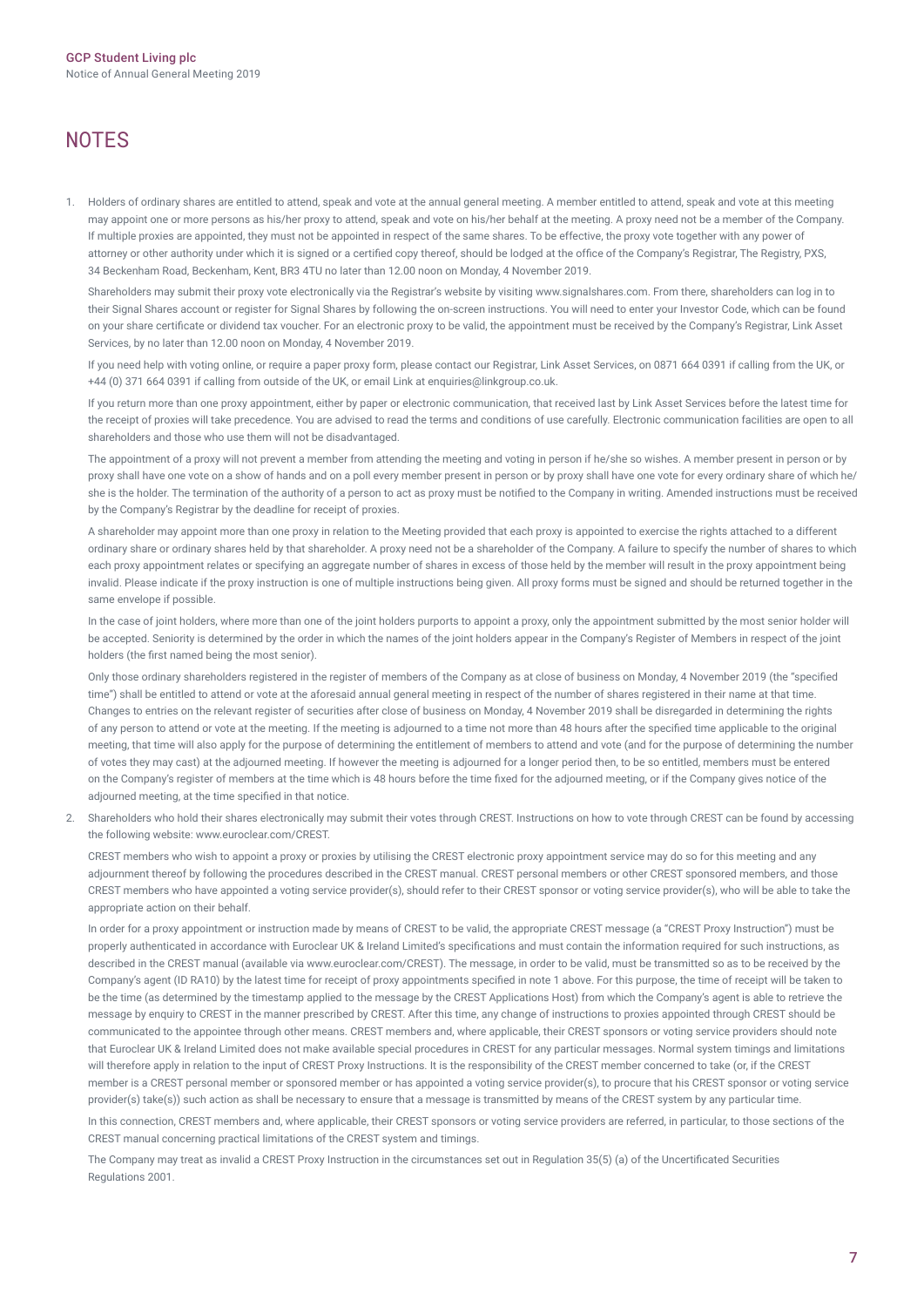# NOTES

1. Holders of ordinary shares are entitled to attend, speak and vote at the annual general meeting. A member entitled to attend, speak and vote at this meeting may appoint one or more persons as his/her proxy to attend, speak and vote on his/her behalf at the meeting. A proxy need not be a member of the Company. If multiple proxies are appointed, they must not be appointed in respect of the same shares. To be effective, the proxy vote together with any power of attorney or other authority under which it is signed or a certified copy thereof, should be lodged at the office of the Company's Registrar, The Registry, PXS, 34 Beckenham Road, Beckenham, Kent, BR3 4TU no later than 12.00 noon on Monday, 4 November 2019.

   Shareholders may submit their proxy vote electronically via the Registrar's website by visiting www.signalshares.com. From there, shareholders can log in to their Signal Shares account or register for Signal Shares by following the on-screen instructions. You will need to enter your Investor Code, which can be found on your share certificate or dividend tax voucher. For an electronic proxy to be valid, the appointment must be received by the Company's Registrar, Link Asset Services, by no later than 12.00 noon on Monday, 4 November 2019.

   If you need help with voting online, or require a paper proxy form, please contact our Registrar, Link Asset Services, on 0871 664 0391 if calling from the UK, or +44 (0) 371 664 0391 if calling from outside of the UK, or email Link at enquiries@linkgroup.co.uk.

   If you return more than one proxy appointment, either by paper or electronic communication, that received last by Link Asset Services before the latest time for the receipt of proxies will take precedence. You are advised to read the terms and conditions of use carefully. Electronic communication facilities are open to all shareholders and those who use them will not be disadvantaged.

   The appointment of a proxy will not prevent a member from attending the meeting and voting in person if he/she so wishes. A member present in person or by proxy shall have one vote on a show of hands and on a poll every member present in person or by proxy shall have one vote for every ordinary share of which he/she is the holder. The termination of the authority of a person to act as proxy must be notified to the Company in writing. Amended instructions must be received by the Company's Registrar by the deadline for receipt of proxies.

   A shareholder may appoint more than one proxy in relation to the Meeting provided that each proxy is appointed to exercise the rights attached to a different ordinary share or ordinary shares held by that shareholder. A proxy need not be a shareholder of the Company. A failure to specify the number of shares to which each proxy appointment relates or specifying an aggregate number of shares in excess of those held by the member will result in the proxy appointment being invalid. Please indicate if the proxy instruction is one of multiple instructions being given. All proxy forms must be signed and should be returned together in the same envelope if possible.

   In the case of joint holders, where more than one of the joint holders purports to appoint a proxy, only the appointment submitted by the most senior holder will be accepted. Seniority is determined by the order in which the names of the joint holders appear in the Company's Register of Members in respect of the joint holders (the first named being the most senior).

   Only those ordinary shareholders registered in the register of members of the Company as at close of business on Monday, 4 November 2019 (the "specified time") shall be entitled to attend or vote at the aforesaid annual general meeting in respect of the number of shares registered in their name at that time. Changes to entries on the relevant register of securities after close of business on Monday, 4 November 2019 shall be disregarded in determining the rights of any person to attend or vote at the meeting. If the meeting is adjourned to a time not more than 48 hours after the specified time applicable to the original meeting, that time will also apply for the purpose of determining the entitlement of members to attend and vote (and for the purpose of determining the number of votes they may cast) at the adjourned meeting. If however the meeting is adjourned for a longer period then, to be so entitled, members must be entered on the Company's register of members at the time which is 48 hours before the time fixed for the adjourned meeting, or if the Company gives notice of the adjourned meeting, at the time specified in that notice.

2. Shareholders who hold their shares electronically may submit their votes through CREST. Instructions on how to vote through CREST can be found by accessing the following website: www.euroclear.com/CREST.

   CREST members who wish to appoint a proxy or proxies by utilising the CREST electronic proxy appointment service may do so for this meeting and any adjournment thereof by following the procedures described in the CREST manual. CREST personal members or other CREST sponsored members, and those CREST members who have appointed a voting service provider(s), should refer to their CREST sponsor or voting service provider(s), who will be able to take the appropriate action on their behalf.

   In order for a proxy appointment or instruction made by means of CREST to be valid, the appropriate CREST message (a "CREST Proxy Instruction") must be properly authenticated in accordance with Euroclear UK & Ireland Limited's specifications and must contain the information required for such instructions, as described in the CREST manual (available via www.euroclear.com/CREST). The message, in order to be valid, must be transmitted so as to be received by the Company's agent (ID RA10) by the latest time for receipt of proxy appointments specified in note 1 above. For this purpose, the time of receipt will be taken to be the time (as determined by the timestamp applied to the message by the CREST Applications Host) from which the Company's agent is able to retrieve the message by enquiry to CREST in the manner prescribed by CREST. After this time, any change of instructions to proxies appointed through CREST should be communicated to the appointee through other means. CREST members and, where applicable, their CREST sponsors or voting service providers should note that Euroclear UK & Ireland Limited does not make available special procedures in CREST for any particular messages. Normal system timings and limitations will therefore apply in relation to the input of CREST Proxy Instructions. It is the responsibility of the CREST member concerned to take (or, if the CREST member is a CREST personal member or sponsored member or has appointed a voting service provider(s), to procure that his CREST sponsor or voting service provider(s) take(s)) such action as shall be necessary to ensure that a message is transmitted by means of the CREST system by any particular time.

   In this connection, CREST members and, where applicable, their CREST sponsors or voting service providers are referred, in particular, to those sections of the CREST manual concerning practical limitations of the CREST system and timings.

   The Company may treat as invalid a CREST Proxy Instruction in the circumstances set out in Regulation 35(5) (a) of the Uncertificated Securities Regulations 2001.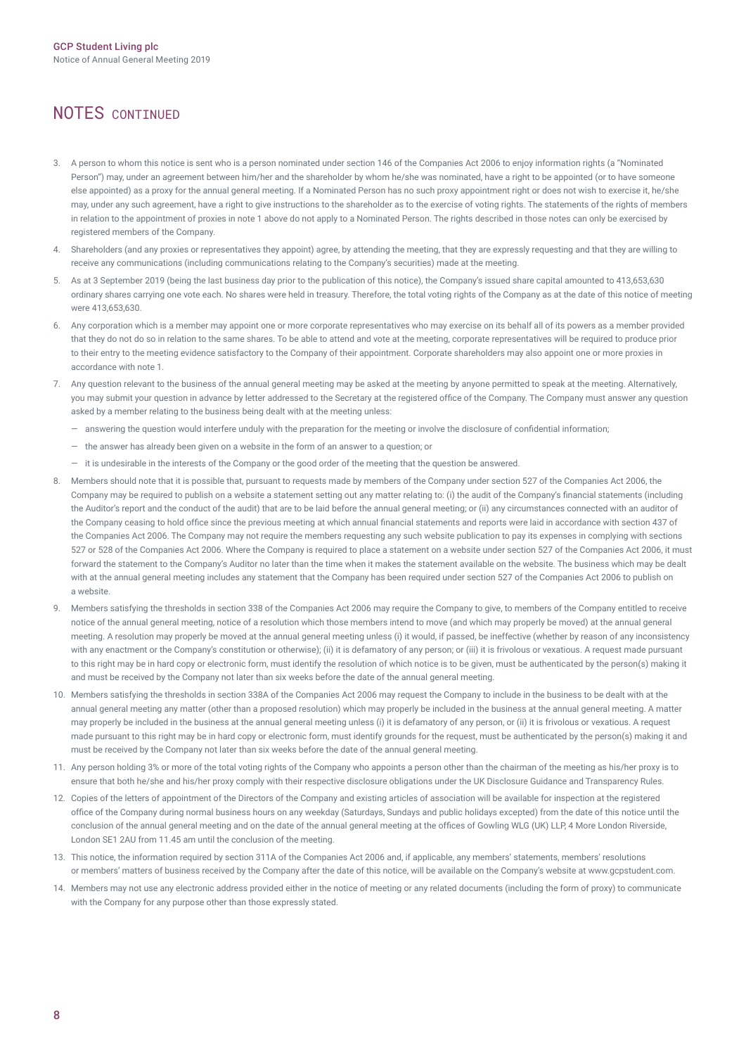## NOTES CONTINUED

3. A person to whom this notice is sent who is a person nominated under section 146 of the Companies Act 2006 to enjoy information rights (a "Nominated Person") may, under an agreement between him/her and the shareholder by whom he/she was nominated, have a right to be appointed (or to have someone else appointed) as a proxy for the annual general meeting. If a Nominated Person has no such proxy appointment right or does not wish to exercise it, he/she may, under any such agreement, have a right to give instructions to the shareholder as to the exercise of voting rights. The statements of the rights of members in relation to the appointment of proxies in note 1 above do not apply to a Nominated Person. The rights described in those notes can only be exercised by registered members of the Company.
4. Shareholders (and any proxies or representatives they appoint) agree, by attending the meeting, that they are expressly requesting and that they are willing to receive any communications (including communications relating to the Company's securities) made at the meeting.
5. As at 3 September 2019 (being the last business day prior to the publication of this notice), the Company's issued share capital amounted to 413,653,630 ordinary shares carrying one vote each. No shares were held in treasury. Therefore, the total voting rights of the Company as at the date of this notice of meeting were 413,653,630.
6. Any corporation which is a member may appoint one or more corporate representatives who may exercise on its behalf all of its powers as a member provided that they do not do so in relation to the same shares. To be able to attend and vote at the meeting, corporate representatives will be required to produce prior to their entry to the meeting evidence satisfactory to the Company of their appointment. Corporate shareholders may also appoint one or more proxies in accordance with note 1.
7. Any question relevant to the business of the annual general meeting may be asked at the meeting by anyone permitted to speak at the meeting. Alternatively, you may submit your question in advance by letter addressed to the Secretary at the registered office of the Company. The Company must answer any question asked by a member relating to the business being dealt with at the meeting unless:
   - answering the question would interfere unduly with the preparation for the meeting or involve the disclosure of confidential information;
   - the answer has already been given on a website in the form of an answer to a question; or
   - it is undesirable in the interests of the Company or the good order of the meeting that the question be answered.
8. Members should note that it is possible that, pursuant to requests made by members of the Company under section 527 of the Companies Act 2006, the Company may be required to publish on a website a statement setting out any matter relating to: (i) the audit of the Company's financial statements (including the Auditor's report and the conduct of the audit) that are to be laid before the annual general meeting; or (ii) any circumstances connected with an auditor of the Company ceasing to hold office since the previous meeting at which annual financial statements and reports were laid in accordance with section 437 of the Companies Act 2006. The Company may not require the members requesting any such website publication to pay its expenses in complying with sections 527 or 528 of the Companies Act 2006. Where the Company is required to place a statement on a website under section 527 of the Companies Act 2006, it must forward the statement to the Company's Auditor no later than the time when it makes the statement available on the website. The business which may be dealt with at the annual general meeting includes any statement that the Company has been required under section 527 of the Companies Act 2006 to publish on a website.
9. Members satisfying the thresholds in section 338 of the Companies Act 2006 may require the Company to give, to members of the Company entitled to receive notice of the annual general meeting, notice of a resolution which those members intend to move (and which may properly be moved) at the annual general meeting. A resolution may properly be moved at the annual general meeting unless (i) it would, if passed, be ineffective (whether by reason of any inconsistency with any enactment or the Company's constitution or otherwise); (ii) it is defamatory of any person; or (iii) it is frivolous or vexatious. A request made pursuant to this right may be in hard copy or electronic form, must identify the resolution of which notice is to be given, must be authenticated by the person(s) making it and must be received by the Company not later than six weeks before the date of the annual general meeting.
10. Members satisfying the thresholds in section 338A of the Companies Act 2006 may request the Company to include in the business to be dealt with at the annual general meeting any matter (other than a proposed resolution) which may properly be included in the business at the annual general meeting. A matter may properly be included in the business at the annual general meeting unless (i) it is defamatory of any person, or (ii) it is frivolous or vexatious. A request made pursuant to this right may be in hard copy or electronic form, must identify grounds for the request, must be authenticated by the person(s) making it and must be received by the Company not later than six weeks before the date of the annual general meeting.
11. Any person holding 3% or more of the total voting rights of the Company who appoints a person other than the chairman of the meeting as his/her proxy is to ensure that both he/she and his/her proxy comply with their respective disclosure obligations under the UK Disclosure Guidance and Transparency Rules.
12. Copies of the letters of appointment of the Directors of the Company and existing articles of association will be available for inspection at the registered office of the Company during normal business hours on any weekday (Saturdays, Sundays and public holidays excepted) from the date of this notice until the conclusion of the annual general meeting and on the date of the annual general meeting at the offices of Gowling WLG (UK) LLP, 4 More London Riverside, London SE1 2AU from 11.45 am until the conclusion of the meeting.
13. This notice, the information required by section 311A of the Companies Act 2006 and, if applicable, any members' statements, members' resolutions or members' matters of business received by the Company after the date of this notice, will be available on the Company's website at www.gcpstudent.com.
14. Members may not use any electronic address provided either in the notice of meeting or any related documents (including the form of proxy) to communicate with the Company for any purpose other than those expressly stated.